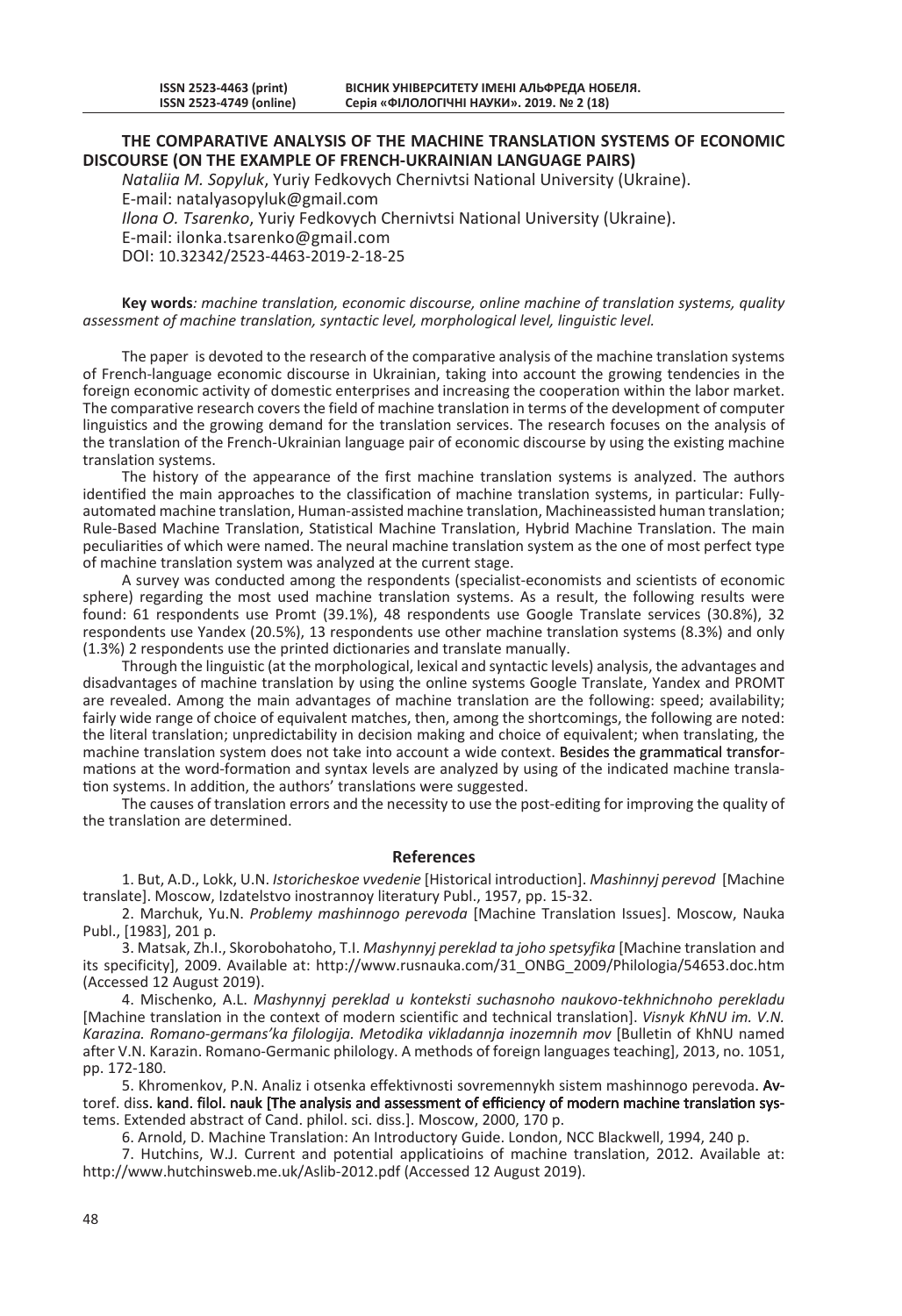# THE COMPARATIVE ANALYSIS OF THE MACHINE TRANSLATION SYSTEMS OF ECONOMIC DISCOURSE (ON THE EXAMPLE OF FRENCH-UKRAINIAN LANGUAGE PAIRS)

*Nataliia M. Sopyluk*, Yuriy Fedkovych Chernivtsi National University (Ukraine).
E-mail: natalyasopyluk@gmail.com
*Ilona O. Tsarenko*, Yuriy Fedkovych Chernivtsi National University (Ukraine).
E-mail: ilonka.tsarenko@gmail.com
DOI: 10.32342/2523-4463-2019-2-18-25

**Key words***: machine translation, economic discourse, online machine of translation systems, quality assessment of machine translation, syntactic level, morphological level, linguistic level.*

The paper is devoted to the research of the comparative analysis of the machine translation systems of French-language economic discourse in Ukrainian, taking into account the growing tendencies in the foreign economic activity of domestic enterprises and increasing the cooperation within the labor market. The comparative research covers the field of machine translation in terms of the development of computer linguistics and the growing demand for the translation services. The research focuses on the analysis of the translation of the French-Ukrainian language pair of economic discourse by using the existing machine translation systems.

The history of the appearance of the first machine translation systems is analyzed. The authors identified the main approaches to the classification of machine translation systems, in particular: Fully-automated machine translation, Human-assisted machine translation, Machineassisted human translation; Rule-Based Machine Translation, Statistical Machine Translation, Hybrid Machine Translation. The main peculiarities of which were named. The neural machine translation system as the one of most perfect type of machine translation system was analyzed at the current stage.

A survey was conducted among the respondents (specialist-economists and scientists of economic sphere) regarding the most used machine translation systems. As a result, the following results were found: 61 respondents use Promt (39.1%), 48 respondents use Google Translate services (30.8%), 32 respondents use Yandex (20.5%), 13 respondents use other machine translation systems (8.3%) and only (1.3%) 2 respondents use the printed dictionaries and translate manually.

Through the linguistic (at the morphological, lexical and syntactic levels) analysis, the advantages and disadvantages of machine translation by using the online systems Google Translate, Yandex and PROMT are revealed. Among the main advantages of machine translation are the following: speed; availability; fairly wide range of choice of equivalent matches, then, among the shortcomings, the following are noted: the literal translation; unpredictability in decision making and choice of equivalent; when translating, the machine translation system does not take into account a wide context. Besides the grammatical transformations at the word-formation and syntax levels are analyzed by using of the indicated machine translation systems. In addition, the authors' translations were suggested.

The causes of translation errors and the necessity to use the post-editing for improving the quality of the translation are determined.

## References

1. But, A.D., Lokk, U.N. *Istoricheskoe vvedenie* [Historical introduction]. *Mashinnyj perevod* [Machine translate]. Moscow, Izdatelstvo inostrannoy literatury Publ., 1957, pp. 15-32.

2. Marchuk, Yu.N. *Problemy mashinnogo perevoda* [Machine Translation Issues]. Moscow, Nauka Publ., [1983], 201 p.

3. Matsak, Zh.I., Skorobohatoho, T.I. *Mashynnyj pereklad ta joho spetsyfika* [Machine translation and its specificity], 2009. Available at: http://www.rusnauka.com/31_ONBG_2009/Philologia/54653.doc.htm (Accessed 12 August 2019).

4. Mischenko, A.L. *Mashynnyj pereklad u konteksti suchasnoho naukovo-tekhnichnoho perekladu* [Machine translation in the context of modern scientific and technical translation]. *Visnyk KhNU im. V.N. Karazina. Romano-germans'ka filologija. Metodika vikladannja inozemnih mov* [Bulletin of KhNU named after V.N. Karazin. Romano-Germanic philology. A methods of foreign languages teaching], 2013, no. 1051, pp. 172-180.

5. Khromenkov, P.N. Analiz i otsenka effektivnosti sovremennykh sistem mashinnogo perevoda. Avtoref. diss. kand. filol. nauk [The analysis and assessment of efficiency of modern machine translation systems. Extended abstract of Cand. philol. sci. diss.]. Moscow, 2000, 170 p.

6. Arnold, D. Machine Translation: An Introductory Guide. London, NCC Blackwell, 1994, 240 p.

7. Hutchins, W.J. Current and potential applicatioins of machine translation, 2012. Available at: http://www.hutchinsweb.me.uk/Aslib-2012.pdf (Accessed 12 August 2019).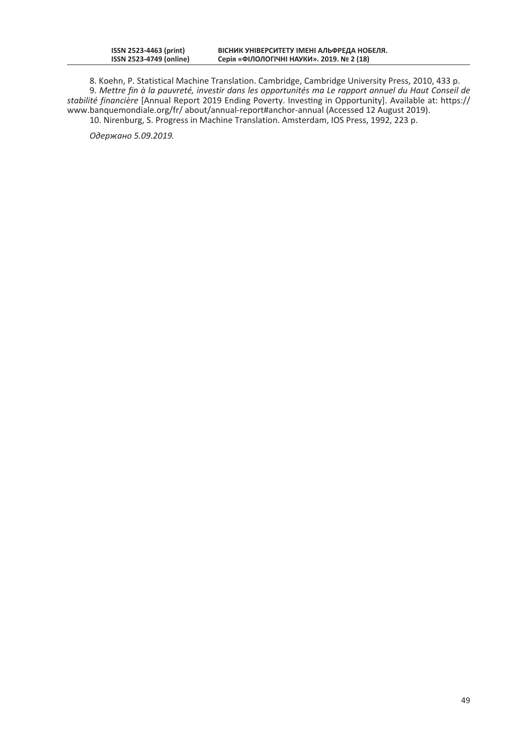8. Koehn, P. Statistical Machine Translation. Cambridge, Cambridge University Press, 2010, 433 p.

9. *Mettre fin à la pauvreté, investir dans les opportunités ma Le rapport annuel du Haut Conseil de stabilité financière* [Annual Report 2019 Ending Poverty. Investing in Opportunity]. Available at: https://www.banquemondiale.org/fr/ about/annual-report#anchor-annual (Accessed 12 August 2019).

10. Nirenburg, S. Progress in Machine Translation. Amsterdam, IOS Press, 1992, 223 p.

*Одержано 5.09.2019.*